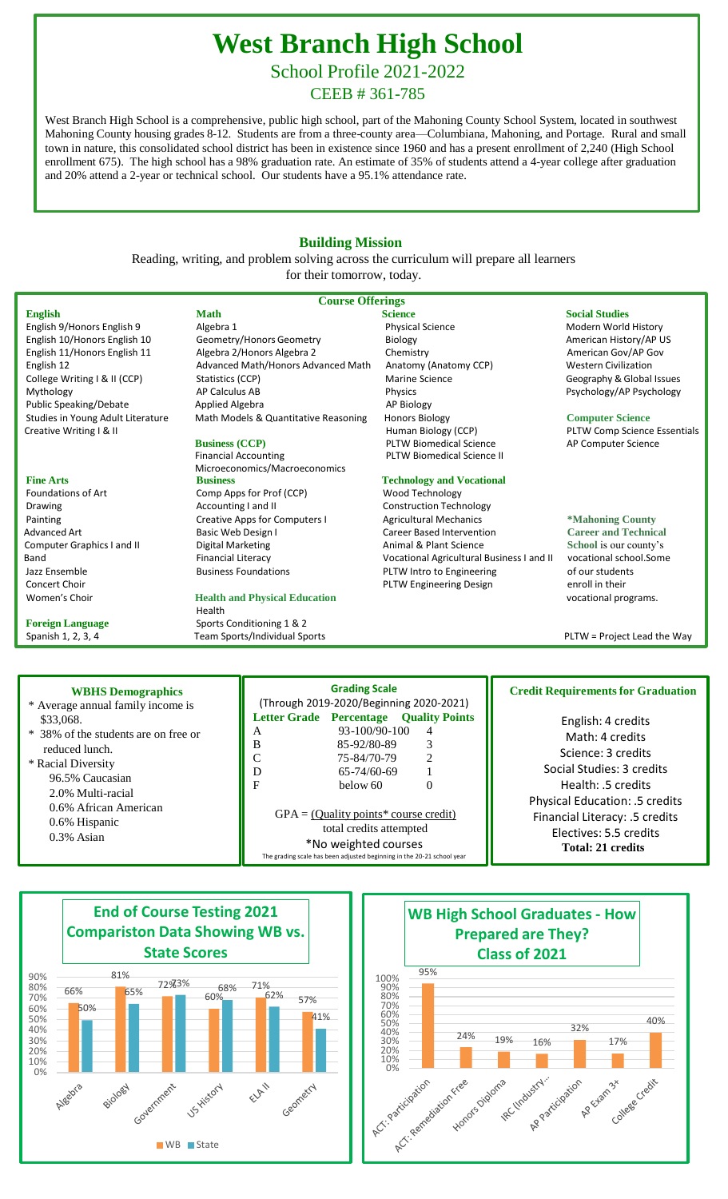# West Branch High School

## School Profile 2021-2022

## CEEB # 361-785

West Branch High School is a comprehensive, public high school, part of the Mahoning County School System, located in southwest Mahoning County housing grades 8-12. Students are from a three-county area—Columbiana, Mahoning, and Portage. Rural and small town in nature, this consolidated school district has been in existence since 1960 and has a present enrollment of 2,240 (High School enrollment 675). The high school has a 98% graduation rate. An estimate of 35% of students attend a 4-year college after graduation and 20% attend a 2-year or technical school. Our students have a 95.1% attendance rate.

## Building Mission

Reading, writing, and problem solving across the curriculum will prepare all learners for their tomorrow, today.

## Course Offerings

### English
- English 9/Honors English 9
- English 10/Honors English 10
- English 11/Honors English 11
- English 12
- College Writing I & II (CCP)
- Mythology
- Public Speaking/Debate
- Studies in Young Adult Literature
- Creative Writing I & II

### Math
- Algebra 1
- Geometry/Honors Geometry
- Algebra 2/Honors Algebra 2
- Advanced Math/Honors Advanced Math
- Statistics (CCP)
- AP Calculus AB
- Applied Algebra
- Math Models & Quantitative Reasoning

### Business (CCP)
- Financial Accounting
- Microeconomics/Macroeconomics

### Science
- Physical Science
- Biology
- Chemistry
- Anatomy (Anatomy CCP)
- Marine Science
- Physics
- AP Biology
- Honors Biology
- Human Biology (CCP)
- PLTW Biomedical Science
- PLTW Biomedical Science II

### Social Studies
- Modern World History
- American History/AP US
- American Gov/AP Gov
- Western Civilization
- Geography & Global Issues
- Psychology/AP Psychology

### Computer Science
- PLTW Comp Science Essentials
- AP Computer Science

### Fine Arts
- Foundations of Art
- Drawing
- Painting
- Advanced Art
- Computer Graphics I and II
- Band
- Jazz Ensemble
- Concert Choir
- Women's Choir

### Foreign Language
- Spanish 1, 2, 3, 4

### Business
- Comp Apps for Prof (CCP)
- Accounting I and II
- Creative Apps for Computers I
- Basic Web Design I
- Digital Marketing
- Financial Literacy
- Business Foundations

### Health and Physical Education
- Health
- Sports Conditioning 1 & 2
- Team Sports/Individual Sports

### Technology and Vocational
- Wood Technology
- Construction Technology
- Agricultural Mechanics
- Career Based Intervention
- Animal & Plant Science
- Vocational Agricultural Business I and II
- PLTW Intro to Engineering
- PLTW Engineering Design

**\*Mahoning County Career and Technical School** is our county's vocational school. Some of our students enroll in their vocational programs.

PLTW = Project Lead the Way

## WBHS Demographics

- Average annual family income is $33,068.
- 38% of the students are on free or reduced lunch.
- Racial Diversity
  - 96.5% Caucasian
  - 2.0% Multi-racial
  - 0.6% African American
  - 0.6% Hispanic
  - 0.3% Asian

## Grading Scale

(Through 2019-2020/Beginning 2020-2021)

| Letter Grade | Percentage | Quality Points |
|---|---|---|
| A | 93-100/90-100 | 4 |
| B | 85-92/80-89 | 3 |
| C | 75-84/70-79 | 2 |
| D | 65-74/60-69 | 1 |
| F | below 60 | 0 |

GPA = (Quality points* course credit) / total credits attempted

\*No weighted courses

The grading scale has been adjusted beginning in the 20-21 school year

## Credit Requirements for Graduation

- English: 4 credits
- Math: 4 credits
- Science: 3 credits
- Social Studies: 3 credits
- Health: .5 credits
- Physical Education: .5 credits
- Financial Literacy: .5 credits
- Electives: 5.5 credits
- **Total: 21 credits**

## End of Course Testing 2021 Compariston Data Showing WB vs. State Scores

| Subject | WB | State |
|---|---|---|
| Algebra | 66% | 50% |
| Biology | 81% | 65% |
| Government | 72% | 73% |
| US History | 60% | 68% |
| ELA II | 71% | 62% |
| Geometry | 57% | 41% |

## WB High School Graduates - How Prepared are They? Class of 2021

| Measure | Percentage |
|---|---|
| ACT: Participation | 95% |
| ACT: Remediation Free | 24% |
| Honors Diploma | 19% |
| IRC (Industry... | 16% |
| AP Participation | 32% |
| AP Exam 3+ | 17% |
| College Credit | 40% |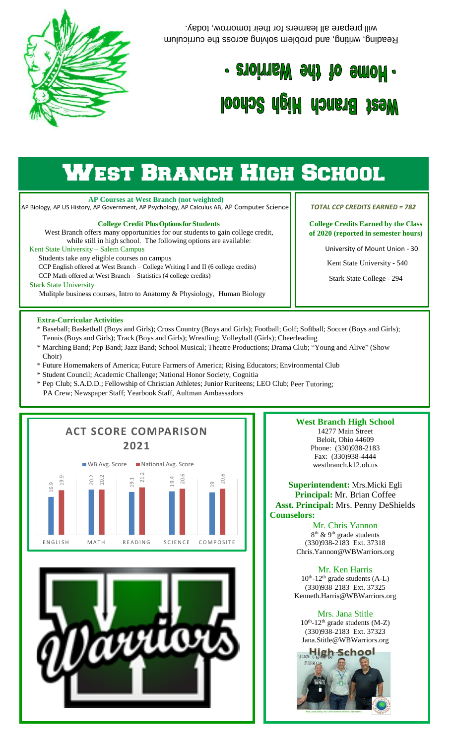West Branch High School

- Home of the Warriors -

Reading, writing, and problem solving across the curriculum will prepare all learners for their tomorrow, today.

# West Branch High School

**AP Courses at West Branch (not weighted)**

AP Biology, AP US History, AP Government, AP Psychology, AP Calculus AB, AP Computer Science

**College Credit Plus Options for Students**

West Branch offers many opportunities for our students to gain college credit, while still in high school. The following options are available:

Kent State University – Salem Campus

Students take any eligible courses on campus

CCP English offered at West Branch – College Writing I and II (6 college credits)

CCP Math offered at West Branch – Statistics (4 college credits)

Stark State University

Mulitple business courses, Intro to Anatomy & Physiology, Human Biology

***TOTAL CCP CREDITS EARNED = 782***

**College Credits Earned by the Class of 2020 (reported in semester hours)**

University of Mount Union - 30

Kent State University - 540

Stark State College - 294

**Extra-Curricular Activities**

- Baseball; Basketball (Boys and Girls); Cross Country (Boys and Girls); Football; Golf; Softball; Soccer (Boys and Girls); Tennis (Boys and Girls); Track (Boys and Girls); Wrestling; Volleyball (Girls); Cheerleading
- Marching Band; Pep Band; Jazz Band; School Musical; Theatre Productions; Drama Club; "Young and Alive" (Show Choir)
- Future Homemakers of America; Future Farmers of America; Rising Educators; Environmental Club
- Student Council; Academic Challenge; National Honor Society, Cognitia
- Pep Club; S.A.D.D.; Fellowship of Christian Athletes; Junior Ruriteens; LEO Club; Peer Tutoring; PA Crew; Newspaper Staff; Yearbook Staff, Aultman Ambassadors

**ACT SCORE COMPARISON 2021**

WB Avg. Score | National Avg. Score

ENGLISH 16.9 19.9

MATH 20.2 20.2

READING 19.1 21.2

SCIENCE 19.4 20.6

COMPOSITE 19 20.6

**West Branch High School**

14277 Main Street

Beloit, Ohio 44609

Phone: (330)938-2183

Fax: (330)938-4444

westbranch.k12.oh.us

**Superintendent:** Mrs.Micki Egli

**Principal:** Mr. Brian Coffee

**Asst. Principal:** Mrs. Penny DeShields

**Counselors:**

Mr. Chris Yannon

8th & 9th grade students

(330)938-2183 Ext. 37318

Chris.Yannon@WBWarriors.org

Mr. Ken Harris

10th-12th grade students (A-L)

(330)938-2183 Ext. 37325

Kenneth.Harris@WBWarriors.org

Mrs. Jana Stitle

10th-12th grade students (M-Z)

(330)938-2183 Ext. 37323

Jana.Stitle@WBWarriors.org